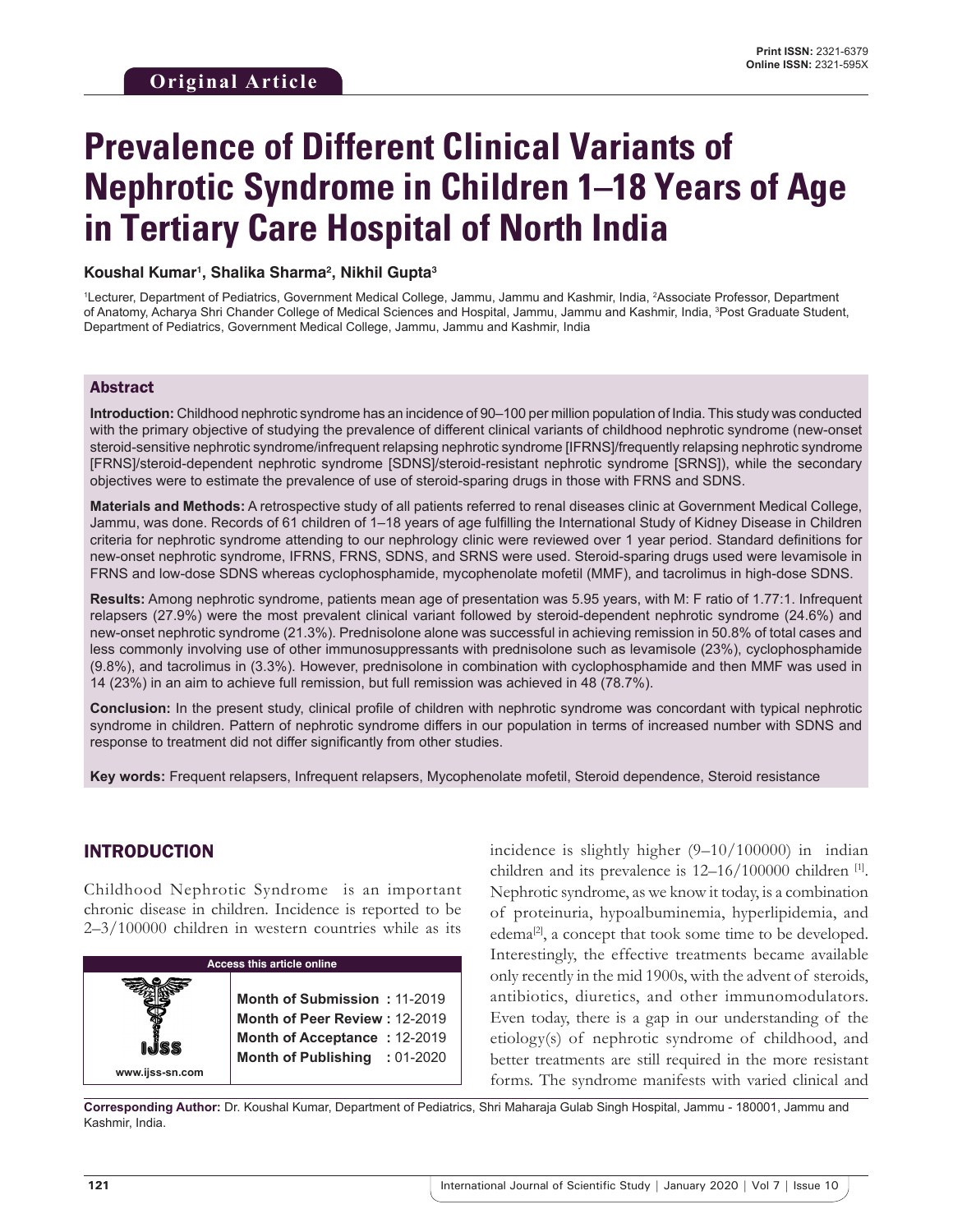Original Article

# Prevalence of Different Clinical Variants of Nephrotic Syndrome in Children 1–18 Years of Age in Tertiary Care Hospital of North India

**Koushal Kumar[1], Shalika Sharma[2], Nikhil Gupta[3]**

[1]Lecturer, Department of Pediatrics, Government Medical College, Jammu, Jammu and Kashmir, India, [2]Associate Professor, Department of Anatomy, Acharya Shri Chander College of Medical Sciences and Hospital, Jammu, Jammu and Kashmir, India, [3]Post Graduate Student, Department of Pediatrics, Government Medical College, Jammu, Jammu and Kashmir, India

## Abstract

**Introduction:** Childhood nephrotic syndrome has an incidence of 90–100 per million population of India. This study was conducted with the primary objective of studying the prevalence of different clinical variants of childhood nephrotic syndrome (new-onset steroid-sensitive nephrotic syndrome/infrequent relapsing nephrotic syndrome [IFRNS]/frequently relapsing nephrotic syndrome [FRNS]/steroid-dependent nephrotic syndrome [SDNS]/steroid-resistant nephrotic syndrome [SRNS]), while the secondary objectives were to estimate the prevalence of use of steroid-sparing drugs in those with FRNS and SDNS.

**Materials and Methods:** A retrospective study of all patients referred to renal diseases clinic at Government Medical College, Jammu, was done. Records of 61 children of 1–18 years of age fulfilling the International Study of Kidney Disease in Children criteria for nephrotic syndrome attending to our nephrology clinic were reviewed over 1 year period. Standard definitions for new-onset nephrotic syndrome, IFRNS, FRNS, SDNS, and SRNS were used. Steroid-sparing drugs used were levamisole in FRNS and low-dose SDNS whereas cyclophosphamide, mycophenolate mofetil (MMF), and tacrolimus in high-dose SDNS.

**Results:** Among nephrotic syndrome, patients mean age of presentation was 5.95 years, with M: F ratio of 1.77:1. Infrequent relapsers (27.9%) were the most prevalent clinical variant followed by steroid-dependent nephrotic syndrome (24.6%) and new-onset nephrotic syndrome (21.3%). Prednisolone alone was successful in achieving remission in 50.8% of total cases and less commonly involving use of other immunosuppressants with prednisolone such as levamisole (23%), cyclophosphamide (9.8%), and tacrolimus in (3.3%). However, prednisolone in combination with cyclophosphamide and then MMF was used in 14 (23%) in an aim to achieve full remission, but full remission was achieved in 48 (78.7%).

**Conclusion:** In the present study, clinical profile of children with nephrotic syndrome was concordant with typical nephrotic syndrome in children. Pattern of nephrotic syndrome differs in our population in terms of increased number with SDNS and response to treatment did not differ significantly from other studies.

**Key words:** Frequent relapsers, Infrequent relapsers, Mycophenolate mofetil, Steroid dependence, Steroid resistance

## INTRODUCTION

Childhood Nephrotic Syndrome is an important chronic disease in children. Incidence is reported to be 2–3/100000 children in western countries while as its incidence is slightly higher (9–10/100000) in indian children and its prevalence is 12–16/100000 children [1]. Nephrotic syndrome, as we know it today, is a combination of proteinuria, hypoalbuminemia, hyperlipidemia, and edema[2], a concept that took some time to be developed. Interestingly, the effective treatments became available only recently in the mid 1900s, with the advent of steroids, antibiotics, diuretics, and other immunomodulators. Even today, there is a gap in our understanding of the etiology(s) of nephrotic syndrome of childhood, and better treatments are still required in the more resistant forms. The syndrome manifests with varied clinical and

| Access this article online | |
|---|---|
| www.ijss-sn.com | **Month of Submission :** 11-2019 |
| | **Month of Peer Review :** 12-2019 |
| | **Month of Acceptance :** 12-2019 |
| | **Month of Publishing :** 01-2020 |

**Corresponding Author:** Dr. Koushal Kumar, Department of Pediatrics, Shri Maharaja Gulab Singh Hospital, Jammu - 180001, Jammu and Kashmir, India.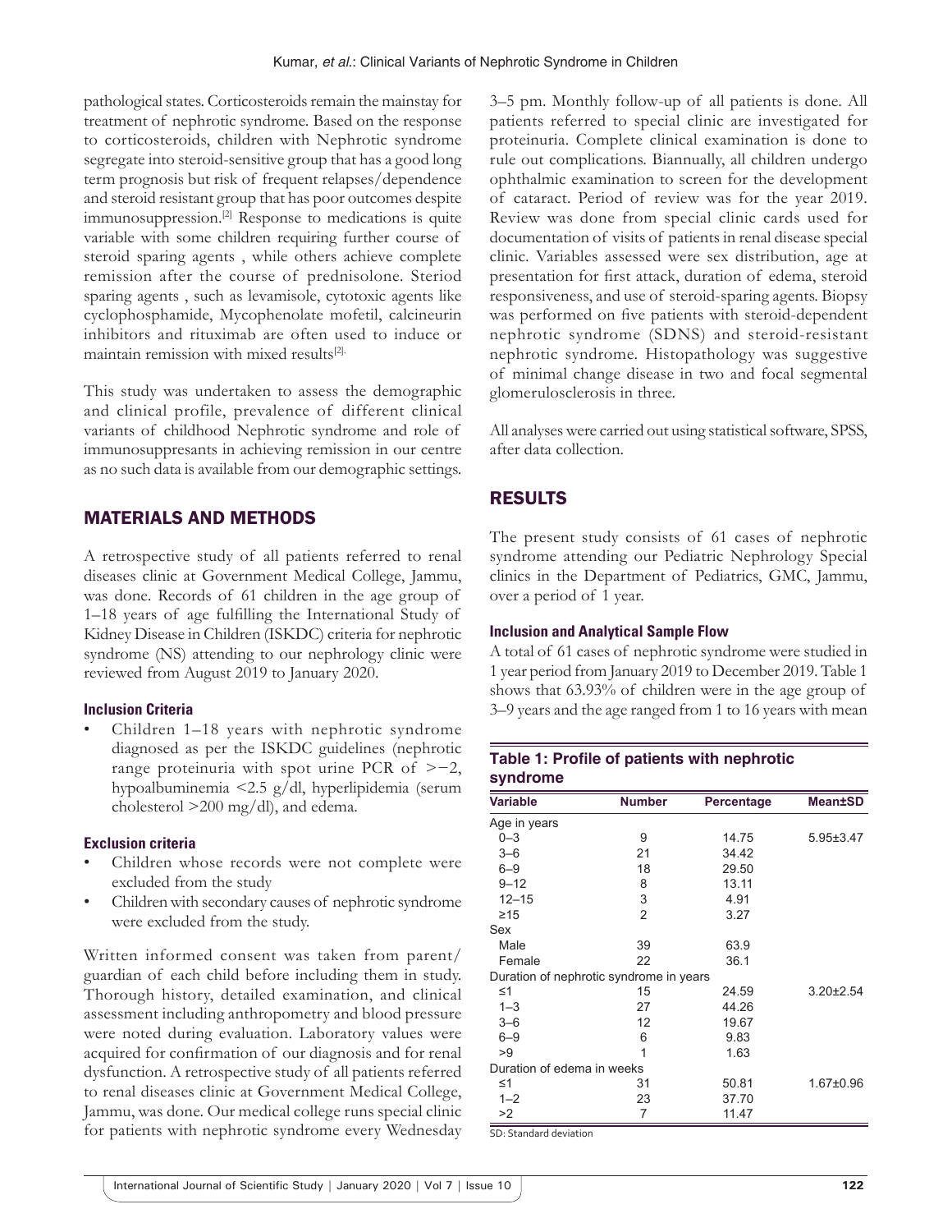pathological states. Corticosteroids remain the mainstay for treatment of nephrotic syndrome. Based on the response to corticosteroids, children with Nephrotic syndrome segregate into steroid-sensitive group that has a good long term prognosis but risk of frequent relapses/dependence and steroid resistant group that has poor outcomes despite immunosuppression.[2] Response to medications is quite variable with some children requiring further course of steroid sparing agents , while others achieve complete remission after the course of prednisolone. Steriod sparing agents , such as levamisole, cytotoxic agents like cyclophosphamide, Mycophenolate mofetil, calcineurin inhibitors and rituximab are often used to induce or maintain remission with mixed results[2].

This study was undertaken to assess the demographic and clinical profile, prevalence of different clinical variants of childhood Nephrotic syndrome and role of immunosuppresants in achieving remission in our centre as no such data is available from our demographic settings.

## MATERIALS AND METHODS

A retrospective study of all patients referred to renal diseases clinic at Government Medical College, Jammu, was done. Records of 61 children in the age group of 1–18 years of age fulfilling the International Study of Kidney Disease in Children (ISKDC) criteria for nephrotic syndrome (NS) attending to our nephrology clinic were reviewed from August 2019 to January 2020.

### Inclusion Criteria

- Children 1–18 years with nephrotic syndrome diagnosed as per the ISKDC guidelines (nephrotic range proteinuria with spot urine PCR of >−2, hypoalbuminemia <2.5 g/dl, hyperlipidemia (serum cholesterol >200 mg/dl), and edema.

### Exclusion criteria

- Children whose records were not complete were excluded from the study
- Children with secondary causes of nephrotic syndrome were excluded from the study.

Written informed consent was taken from parent/guardian of each child before including them in study. Thorough history, detailed examination, and clinical assessment including anthropometry and blood pressure were noted during evaluation. Laboratory values were acquired for confirmation of our diagnosis and for renal dysfunction. A retrospective study of all patients referred to renal diseases clinic at Government Medical College, Jammu, was done. Our medical college runs special clinic for patients with nephrotic syndrome every Wednesday 3–5 pm. Monthly follow-up of all patients is done. All patients referred to special clinic are investigated for proteinuria. Complete clinical examination is done to rule out complications. Biannually, all children undergo ophthalmic examination to screen for the development of cataract. Period of review was for the year 2019. Review was done from special clinic cards used for documentation of visits of patients in renal disease special clinic. Variables assessed were sex distribution, age at presentation for first attack, duration of edema, steroid responsiveness, and use of steroid-sparing agents. Biopsy was performed on five patients with steroid-dependent nephrotic syndrome (SDNS) and steroid-resistant nephrotic syndrome. Histopathology was suggestive of minimal change disease in two and focal segmental glomerulosclerosis in three.

All analyses were carried out using statistical software, SPSS, after data collection.

## RESULTS

The present study consists of 61 cases of nephrotic syndrome attending our Pediatric Nephrology Special clinics in the Department of Pediatrics, GMC, Jammu, over a period of 1 year.

### Inclusion and Analytical Sample Flow

A total of 61 cases of nephrotic syndrome were studied in 1 year period from January 2019 to December 2019. Table 1 shows that 63.93% of children were in the age group of 3–9 years and the age ranged from 1 to 16 years with mean

**Table 1: Profile of patients with nephrotic syndrome**

| Variable | Number | Percentage | Mean±SD |
|---|---|---|---|
| Age in years | | | |
| 0–3 | 9 | 14.75 | 5.95±3.47 |
| 3–6 | 21 | 34.42 | |
| 6–9 | 18 | 29.50 | |
| 9–12 | 8 | 13.11 | |
| 12–15 | 3 | 4.91 | |
| ≥15 | 2 | 3.27 | |
| Sex | | | |
| Male | 39 | 63.9 | |
| Female | 22 | 36.1 | |
| Duration of nephrotic syndrome in years | | | |
| ≤1 | 15 | 24.59 | 3.20±2.54 |
| 1–3 | 27 | 44.26 | |
| 3–6 | 12 | 19.67 | |
| 6–9 | 6 | 9.83 | |
| >9 | 1 | 1.63 | |
| Duration of edema in weeks | | | |
| ≤1 | 31 | 50.81 | 1.67±0.96 |
| 1–2 | 23 | 37.70 | |
| >2 | 7 | 11.47 | |

SD: Standard deviation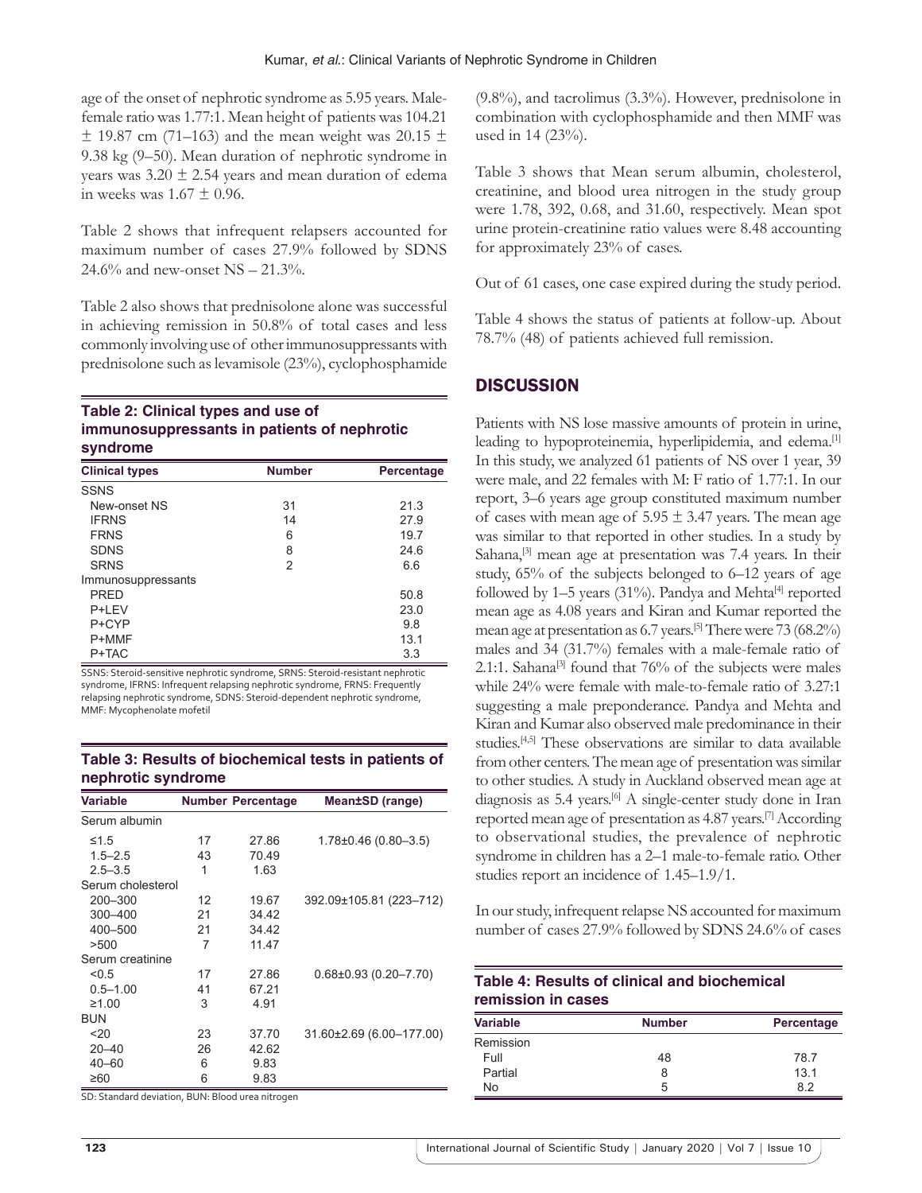age of the onset of nephrotic syndrome as 5.95 years. Male-female ratio was 1.77:1. Mean height of patients was 104.21 ± 19.87 cm (71–163) and the mean weight was 20.15 ± 9.38 kg (9–50). Mean duration of nephrotic syndrome in years was 3.20 ± 2.54 years and mean duration of edema in weeks was 1.67 ± 0.96.

Table 2 shows that infrequent relapsers accounted for maximum number of cases 27.9% followed by SDNS 24.6% and new-onset NS – 21.3%.

Table 2 also shows that prednisolone alone was successful in achieving remission in 50.8% of total cases and less commonly involving use of other immunosuppressants with prednisolone such as levamisole (23%), cyclophosphamide (9.8%), and tacrolimus (3.3%). However, prednisolone in combination with cyclophosphamide and then MMF was used in 14 (23%).

**Table 2: Clinical types and use of immunosuppressants in patients of nephrotic syndrome**

| Clinical types | Number | Percentage |
|---|---|---|
| SSNS | | |
| New-onset NS | 31 | 21.3 |
| IFRNS | 14 | 27.9 |
| FRNS | 6 | 19.7 |
| SDNS | 8 | 24.6 |
| SRNS | 2 | 6.6 |
| Immunosuppressants | | |
| PRED | | 50.8 |
| P+LEV | | 23.0 |
| P+CYP | | 9.8 |
| P+MMF | | 13.1 |
| P+TAC | | 3.3 |

SSNS: Steroid-sensitive nephrotic syndrome, SRNS: Steroid-resistant nephrotic syndrome, IFRNS: Infrequent relapsing nephrotic syndrome, FRNS: Frequently relapsing nephrotic syndrome, SDNS: Steroid-dependent nephrotic syndrome, MMF: Mycophenolate mofetil

Table 3 shows that Mean serum albumin, cholesterol, creatinine, and blood urea nitrogen in the study group were 1.78, 392, 0.68, and 31.60, respectively. Mean spot urine protein-creatinine ratio values were 8.48 accounting for approximately 23% of cases.

Out of 61 cases, one case expired during the study period.

Table 4 shows the status of patients at follow-up. About 78.7% (48) of patients achieved full remission.

**Table 3: Results of biochemical tests in patients of nephrotic syndrome**

| Variable | Number | Percentage | Mean±SD (range) |
|---|---|---|---|
| Serum albumin | | | |
| ≤1.5 | 17 | 27.86 | 1.78±0.46 (0.80–3.5) |
| 1.5–2.5 | 43 | 70.49 | |
| 2.5–3.5 | 1 | 1.63 | |
| Serum cholesterol | | | |
| 200–300 | 12 | 19.67 | 392.09±105.81 (223–712) |
| 300–400 | 21 | 34.42 | |
| 400–500 | 21 | 34.42 | |
| >500 | 7 | 11.47 | |
| Serum creatinine | | | |
| <0.5 | 17 | 27.86 | 0.68±0.93 (0.20–7.70) |
| 0.5–1.00 | 41 | 67.21 | |
| ≥1.00 | 3 | 4.91 | |
| BUN | | | |
| <20 | 23 | 37.70 | 31.60±2.69 (6.00–177.00) |
| 20–40 | 26 | 42.62 | |
| 40–60 | 6 | 9.83 | |
| ≥60 | 6 | 9.83 | |

SD: Standard deviation, BUN: Blood urea nitrogen

## DISCUSSION

Patients with NS lose massive amounts of protein in urine, leading to hypoproteinemia, hyperlipidemia, and edema.[1] In this study, we analyzed 61 patients of NS over 1 year, 39 were male, and 22 females with M: F ratio of 1.77:1. In our report, 3–6 years age group constituted maximum number of cases with mean age of 5.95 ± 3.47 years. The mean age was similar to that reported in other studies. In a study by Sahana,[3] mean age at presentation was 7.4 years. In their study, 65% of the subjects belonged to 6–12 years of age followed by 1–5 years (31%). Pandya and Mehta[4] reported mean age as 4.08 years and Kiran and Kumar reported the mean age at presentation as 6.7 years.[5] There were 73 (68.2%) males and 34 (31.7%) females with a male-female ratio of 2.1:1. Sahana[3] found that 76% of the subjects were males while 24% were female with male-to-female ratio of 3.27:1 suggesting a male preponderance. Pandya and Mehta and Kiran and Kumar also observed male predominance in their studies.[4,5] These observations are similar to data available from other centers. The mean age of presentation was similar to other studies. A study in Auckland observed mean age at diagnosis as 5.4 years.[6] A single-center study done in Iran reported mean age of presentation as 4.87 years.[7] According to observational studies, the prevalence of nephrotic syndrome in children has a 2–1 male-to-female ratio. Other studies report an incidence of 1.45–1.9/1.

In our study, infrequent relapse NS accounted for maximum number of cases 27.9% followed by SDNS 24.6% of cases

**Table 4: Results of clinical and biochemical remission in cases**

| Variable | Number | Percentage |
|---|---|---|
| Remission | | |
| Full | 48 | 78.7 |
| Partial | 8 | 13.1 |
| No | 5 | 8.2 |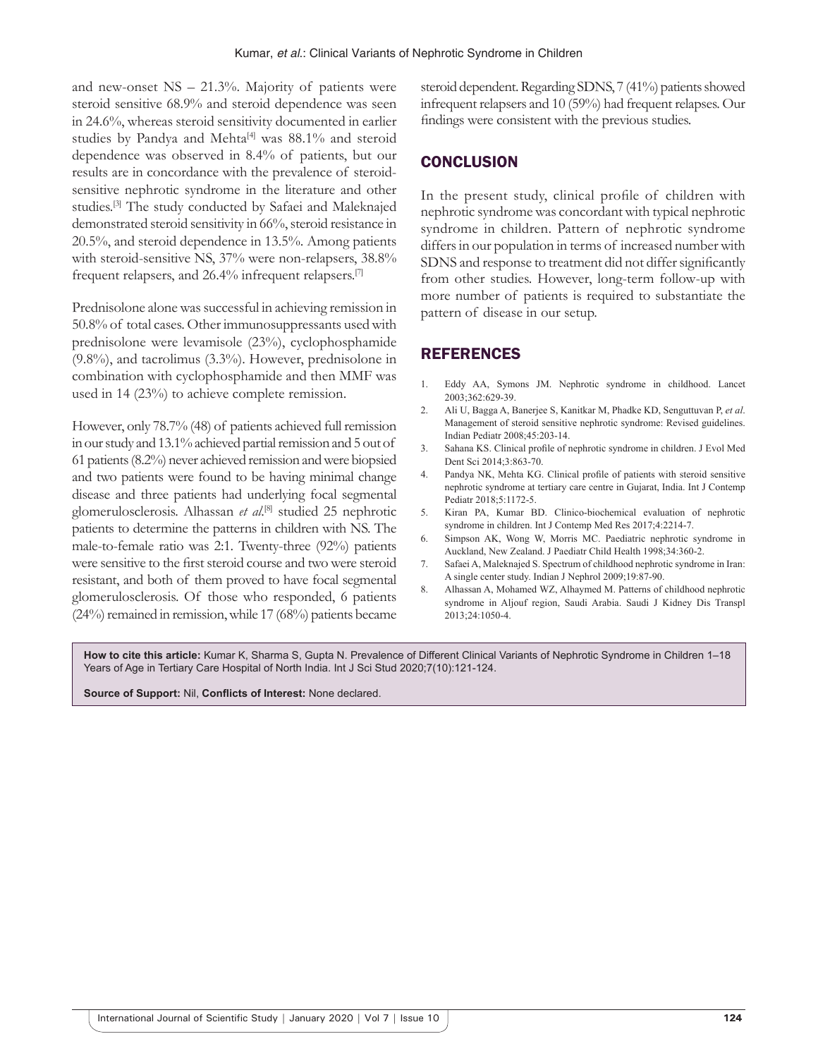and new-onset NS – 21.3%. Majority of patients were steroid sensitive 68.9% and steroid dependence was seen in 24.6%, whereas steroid sensitivity documented in earlier studies by Pandya and Mehta[4] was 88.1% and steroid dependence was observed in 8.4% of patients, but our results are in concordance with the prevalence of steroid-sensitive nephrotic syndrome in the literature and other studies.[3] The study conducted by Safaei and Maleknajed demonstrated steroid sensitivity in 66%, steroid resistance in 20.5%, and steroid dependence in 13.5%. Among patients with steroid-sensitive NS, 37% were non-relapsers, 38.8% frequent relapsers, and 26.4% infrequent relapsers.[7]

Prednisolone alone was successful in achieving remission in 50.8% of total cases. Other immunosuppressants used with prednisolone were levamisole (23%), cyclophosphamide (9.8%), and tacrolimus (3.3%). However, prednisolone in combination with cyclophosphamide and then MMF was used in 14 (23%) to achieve complete remission.

However, only 78.7% (48) of patients achieved full remission in our study and 13.1% achieved partial remission and 5 out of 61 patients (8.2%) never achieved remission and were biopsied and two patients were found to be having minimal change disease and three patients had underlying focal segmental glomerulosclerosis. Alhassan *et al*.[8] studied 25 nephrotic patients to determine the patterns in children with NS. The male-to-female ratio was 2:1. Twenty-three (92%) patients were sensitive to the first steroid course and two were steroid resistant, and both of them proved to have focal segmental glomerulosclerosis. Of those who responded, 6 patients (24%) remained in remission, while 17 (68%) patients became steroid dependent. Regarding SDNS, 7 (41%) patients showed infrequent relapsers and 10 (59%) had frequent relapses. Our findings were consistent with the previous studies.

## CONCLUSION

In the present study, clinical profile of children with nephrotic syndrome was concordant with typical nephrotic syndrome in children. Pattern of nephrotic syndrome differs in our population in terms of increased number with SDNS and response to treatment did not differ significantly from other studies. However, long-term follow-up with more number of patients is required to substantiate the pattern of disease in our setup.

## REFERENCES

1. Eddy AA, Symons JM. Nephrotic syndrome in childhood. Lancet 2003;362:629-39.
2. Ali U, Bagga A, Banerjee S, Kanitkar M, Phadke KD, Senguttuvan P, *et al*. Management of steroid sensitive nephrotic syndrome: Revised guidelines. Indian Pediatr 2008;45:203-14.
3. Sahana KS. Clinical profile of nephrotic syndrome in children. J Evol Med Dent Sci 2014;3:863-70.
4. Pandya NK, Mehta KG. Clinical profile of patients with steroid sensitive nephrotic syndrome at tertiary care centre in Gujarat, India. Int J Contemp Pediatr 2018;5:1172-5.
5. Kiran PA, Kumar BD. Clinico-biochemical evaluation of nephrotic syndrome in children. Int J Contemp Med Res 2017;4:2214-7.
6. Simpson AK, Wong W, Morris MC. Paediatric nephrotic syndrome in Auckland, New Zealand. J Paediatr Child Health 1998;34:360-2.
7. Safaei A, Maleknajed S. Spectrum of childhood nephrotic syndrome in Iran: A single center study. Indian J Nephrol 2009;19:87-90.
8. Alhassan A, Mohamed WZ, Alhaymed M. Patterns of childhood nephrotic syndrome in Aljouf region, Saudi Arabia. Saudi J Kidney Dis Transpl 2013;24:1050-4.

**How to cite this article:** Kumar K, Sharma S, Gupta N. Prevalence of Different Clinical Variants of Nephrotic Syndrome in Children 1–18 Years of Age in Tertiary Care Hospital of North India. Int J Sci Stud 2020;7(10):121-124.

**Source of Support:** Nil, **Conflicts of Interest:** None declared.